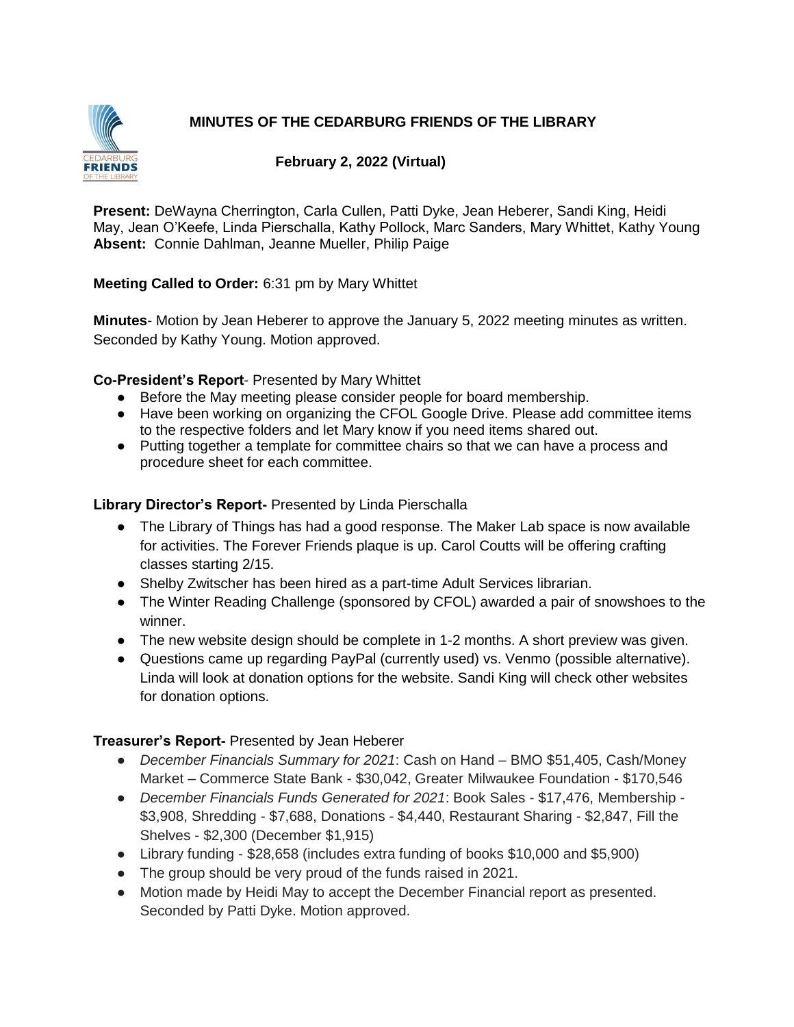# MINUTES OF THE CEDARBURG FRIENDS OF THE LIBRARY

## February 2, 2022 (Virtual)

**Present:** DeWayna Cherrington, Carla Cullen, Patti Dyke, Jean Heberer, Sandi King, Heidi May, Jean O'Keefe, Linda Pierschalla, Kathy Pollock, Marc Sanders, Mary Whittet, Kathy Young
**Absent:** Connie Dahlman, Jeanne Mueller, Philip Paige

**Meeting Called to Order:** 6:31 pm by Mary Whittet

**Minutes**- Motion by Jean Heberer to approve the January 5, 2022 meeting minutes as written. Seconded by Kathy Young. Motion approved.

**Co-President's Report**- Presented by Mary Whittet

- Before the May meeting please consider people for board membership.
- Have been working on organizing the CFOL Google Drive. Please add committee items to the respective folders and let Mary know if you need items shared out.
- Putting together a template for committee chairs so that we can have a process and procedure sheet for each committee.

**Library Director's Report-** Presented by Linda Pierschalla

- The Library of Things has had a good response. The Maker Lab space is now available for activities. The Forever Friends plaque is up. Carol Coutts will be offering crafting classes starting 2/15.
- Shelby Zwitscher has been hired as a part-time Adult Services librarian.
- The Winter Reading Challenge (sponsored by CFOL) awarded a pair of snowshoes to the winner.
- The new website design should be complete in 1-2 months. A short preview was given.
- Questions came up regarding PayPal (currently used) vs. Venmo (possible alternative). Linda will look at donation options for the website. Sandi King will check other websites for donation options.

**Treasurer's Report-** Presented by Jean Heberer

- *December Financials Summary for 2021*: Cash on Hand – BMO $51,405, Cash/Money Market – Commerce State Bank - $30,042, Greater Milwaukee Foundation - $170,546
- *December Financials Funds Generated for 2021*: Book Sales - $17,476, Membership - $3,908, Shredding - $7,688, Donations - $4,440, Restaurant Sharing - $2,847, Fill the Shelves - $2,300 (December $1,915)
- Library funding - $28,658 (includes extra funding of books $10,000 and $5,900)
- The group should be very proud of the funds raised in 2021.
- Motion made by Heidi May to accept the December Financial report as presented. Seconded by Patti Dyke. Motion approved.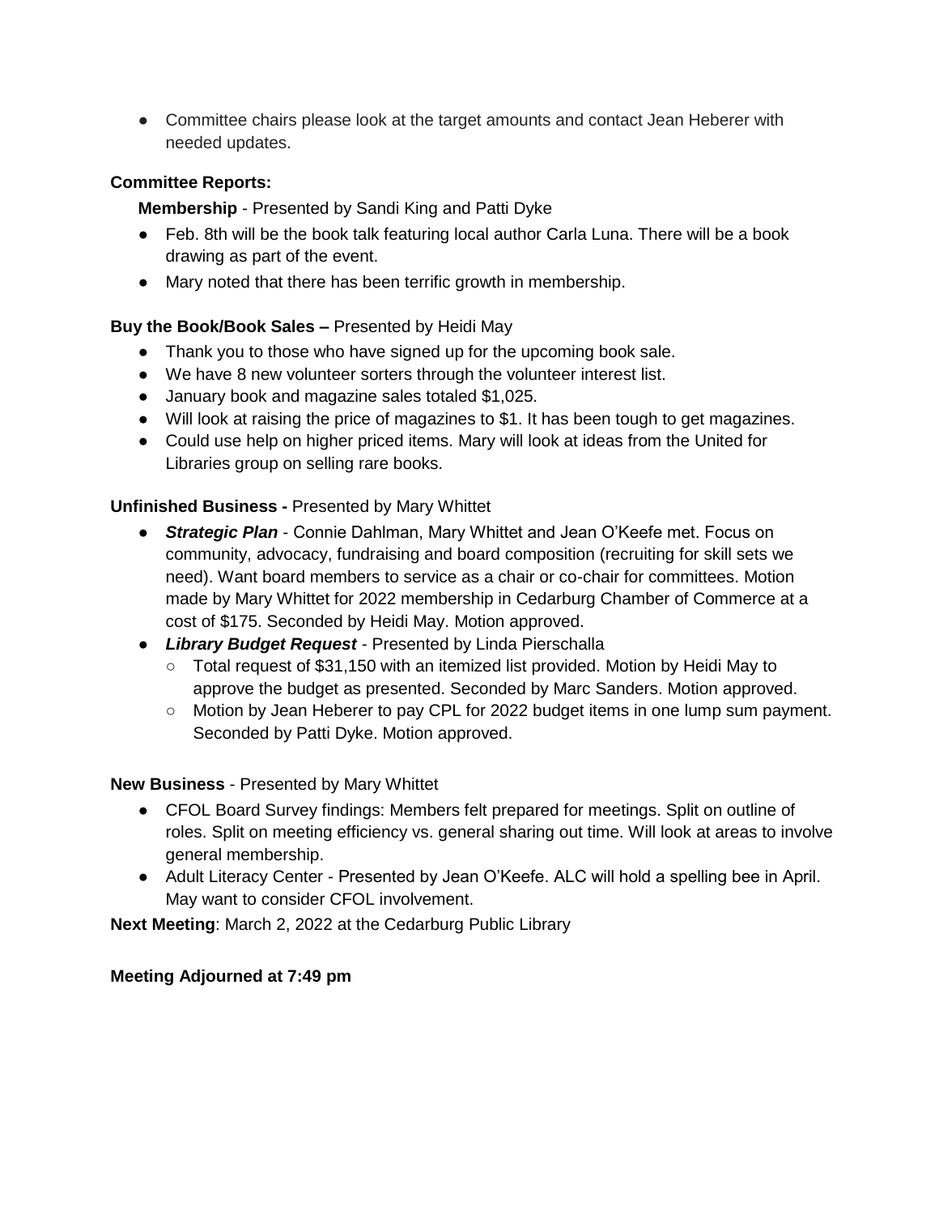- Committee chairs please look at the target amounts and contact Jean Heberer with needed updates.

**Committee Reports:**

**Membership** - Presented by Sandi King and Patti Dyke

- Feb. 8th will be the book talk featuring local author Carla Luna. There will be a book drawing as part of the event.
- Mary noted that there has been terrific growth in membership.

**Buy the Book/Book Sales –** Presented by Heidi May

- Thank you to those who have signed up for the upcoming book sale.
- We have 8 new volunteer sorters through the volunteer interest list.
- January book and magazine sales totaled $1,025.
- Will look at raising the price of magazines to $1. It has been tough to get magazines.
- Could use help on higher priced items. Mary will look at ideas from the United for Libraries group on selling rare books.

**Unfinished Business -** Presented by Mary Whittet

- ***Strategic Plan*** - Connie Dahlman, Mary Whittet and Jean O'Keefe met. Focus on community, advocacy, fundraising and board composition (recruiting for skill sets we need). Want board members to service as a chair or co-chair for committees. Motion made by Mary Whittet for 2022 membership in Cedarburg Chamber of Commerce at a cost of $175. Seconded by Heidi May. Motion approved.
- ***Library Budget Request*** - Presented by Linda Pierschalla
  - Total request of $31,150 with an itemized list provided. Motion by Heidi May to approve the budget as presented. Seconded by Marc Sanders. Motion approved.
  - Motion by Jean Heberer to pay CPL for 2022 budget items in one lump sum payment. Seconded by Patti Dyke. Motion approved.

**New Business** - Presented by Mary Whittet

- CFOL Board Survey findings: Members felt prepared for meetings. Split on outline of roles. Split on meeting efficiency vs. general sharing out time. Will look at areas to involve general membership.
- Adult Literacy Center - Presented by Jean O'Keefe. ALC will hold a spelling bee in April. May want to consider CFOL involvement.

**Next Meeting**: March 2, 2022 at the Cedarburg Public Library

**Meeting Adjourned at 7:49 pm**